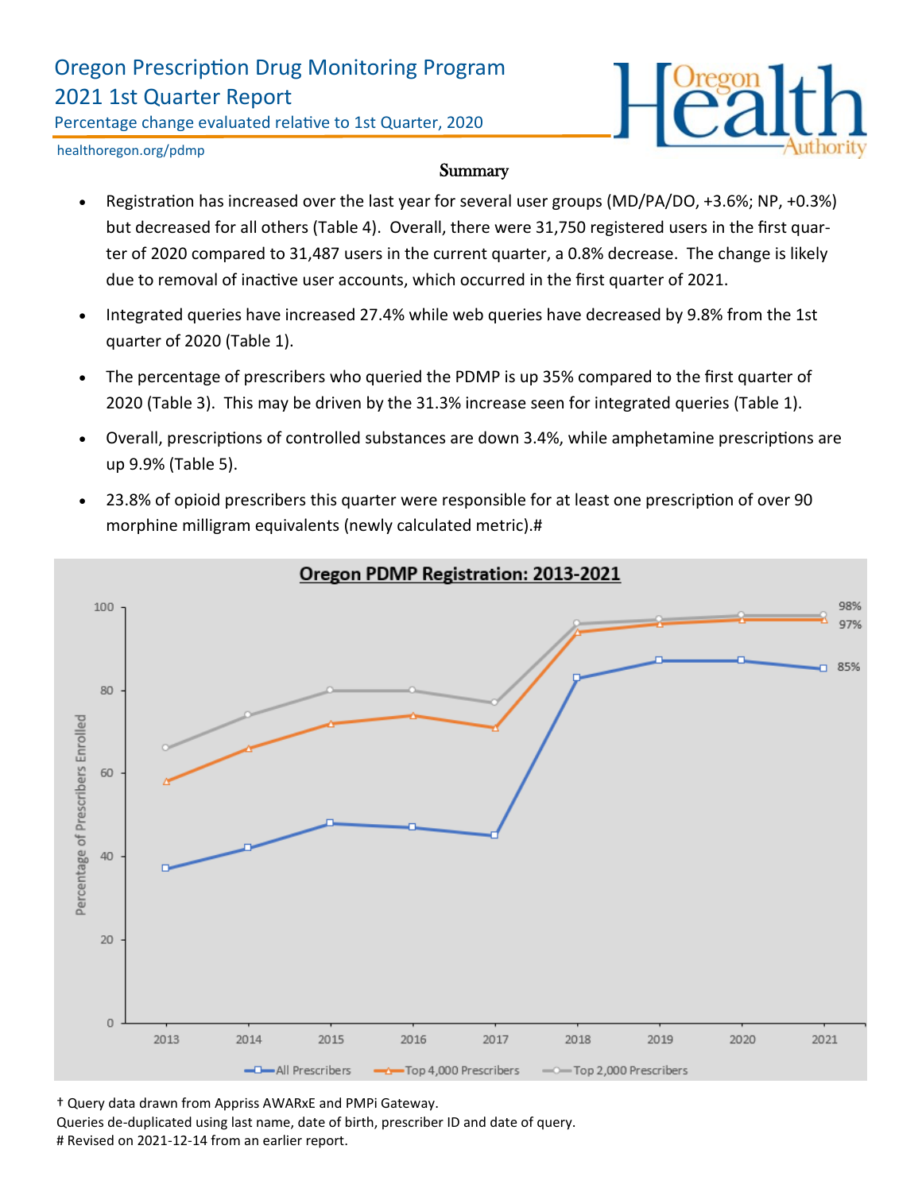# Oregon Prescription Drug Monitoring Program
## 2021 1st Quarter Report

Percentage change evaluated relative to 1st Quarter, 2020

healthoregon.org/pdmp

### Summary

- Registration has increased over the last year for several user groups (MD/PA/DO, +3.6%; NP, +0.3%) but decreased for all others (Table 4). Overall, there were 31,750 registered users in the first quarter of 2020 compared to 31,487 users in the current quarter, a 0.8% decrease. The change is likely due to removal of inactive user accounts, which occurred in the first quarter of 2021.
- Integrated queries have increased 27.4% while web queries have decreased by 9.8% from the 1st quarter of 2020 (Table 1).
- The percentage of prescribers who queried the PDMP is up 35% compared to the first quarter of 2020 (Table 3). This may be driven by the 31.3% increase seen for integrated queries (Table 1).
- Overall, prescriptions of controlled substances are down 3.4%, while amphetamine prescriptions are up 9.9% (Table 5).
- 23.8% of opioid prescribers this quarter were responsible for at least one prescription of over 90 morphine milligram equivalents (newly calculated metric).#

**Oregon PDMP Registration: 2013-2021**

| Year | All Prescribers | Top 4,000 Prescribers | Top 2,000 Prescribers |
|---|---|---|---|
| 2013 | 37 | 58 | 66 |
| 2014 | 42 | 66 | 74 |
| 2015 | 48 | 72 | 80 |
| 2016 | 47 | 74 | 80 |
| 2017 | 45 | 71 | 77 |
| 2018 | 83 | 94 | 96 |
| 2019 | 87 | 96 | 97 |
| 2020 | 87 | 97 | 98 |
| 2021 | 85% | 97% | 98% |

Y-axis: Percentage of Prescribers Enrolled

† Query data drawn from Appriss AWARxE and PMPi Gateway.
Queries de-duplicated using last name, date of birth, prescriber ID and date of query.
# Revised on 2021-12-14 from an earlier report.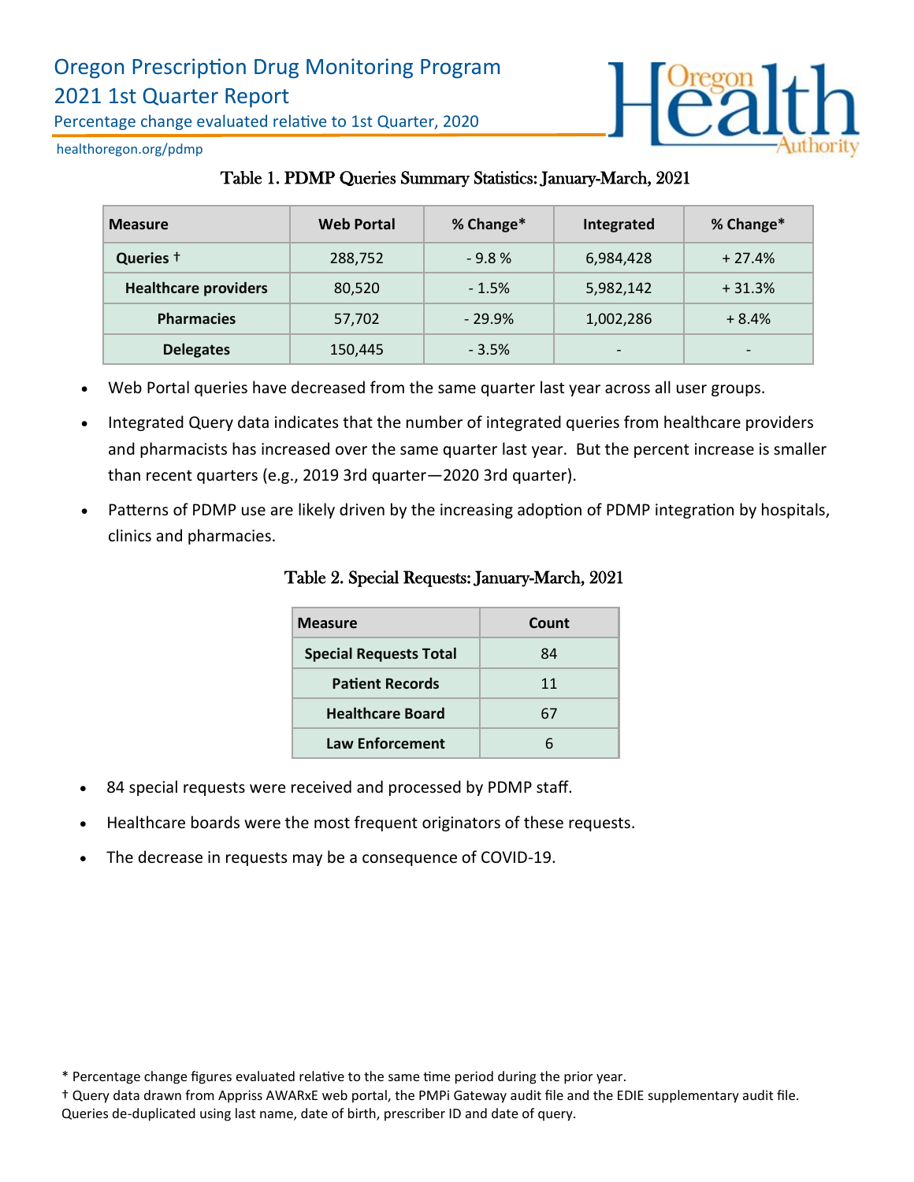# Oregon Prescription Drug Monitoring Program

## 2021 1st Quarter Report

Percentage change evaluated relative to 1st Quarter, 2020

healthoregon.org/pdmp

### Table 1. PDMP Queries Summary Statistics: January-March, 2021

| Measure | Web Portal | % Change* | Integrated | % Change* |
|---|---|---|---|---|
| Queries † | 288,752 | - 9.8 % | 6,984,428 | + 27.4% |
| Healthcare providers | 80,520 | - 1.5% | 5,982,142 | + 31.3% |
| Pharmacies | 57,702 | - 29.9% | 1,002,286 | + 8.4% |
| Delegates | 150,445 | - 3.5% | - | - |

- Web Portal queries have decreased from the same quarter last year across all user groups.
- Integrated Query data indicates that the number of integrated queries from healthcare providers and pharmacists has increased over the same quarter last year. But the percent increase is smaller than recent quarters (e.g., 2019 3rd quarter—2020 3rd quarter).
- Patterns of PDMP use are likely driven by the increasing adoption of PDMP integration by hospitals, clinics and pharmacies.

### Table 2. Special Requests: January-March, 2021

| Measure | Count |
|---|---|
| Special Requests Total | 84 |
| Patient Records | 11 |
| Healthcare Board | 67 |
| Law Enforcement | 6 |

- 84 special requests were received and processed by PDMP staff.
- Healthcare boards were the most frequent originators of these requests.
- The decrease in requests may be a consequence of COVID-19.

\* Percentage change figures evaluated relative to the same time period during the prior year.

† Query data drawn from Appriss AWARxE web portal, the PMPi Gateway audit file and the EDIE supplementary audit file. Queries de-duplicated using last name, date of birth, prescriber ID and date of query.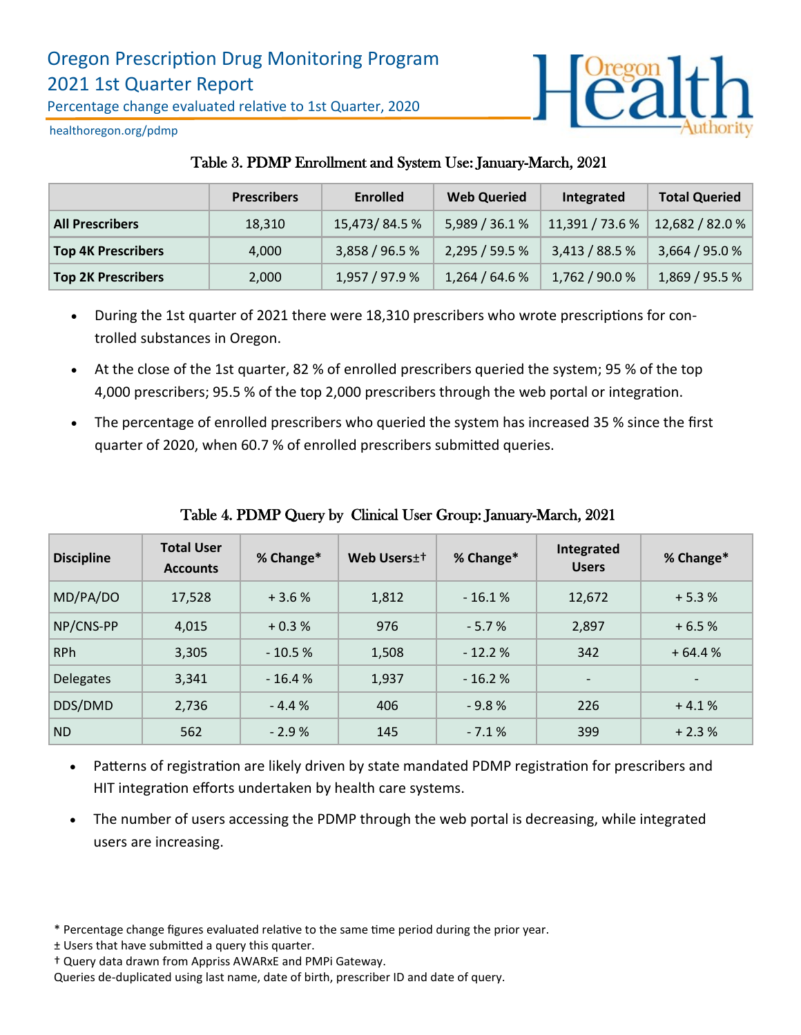# Oregon Prescription Drug Monitoring Program
## 2021 1st Quarter Report

Percentage change evaluated relative to 1st Quarter, 2020

healthoregon.org/pdmp

### Table 3. PDMP Enrollment and System Use: January-March, 2021

| | Prescribers | Enrolled | Web Queried | Integrated | Total Queried |
|---|---|---|---|---|---|
| **All Prescribers** | 18,310 | 15,473/ 84.5 % | 5,989 / 36.1 % | 11,391 / 73.6 % | 12,682 / 82.0 % |
| **Top 4K Prescribers** | 4,000 | 3,858 / 96.5 % | 2,295 / 59.5 % | 3,413 / 88.5 % | 3,664 / 95.0 % |
| **Top 2K Prescribers** | 2,000 | 1,957 / 97.9 % | 1,264 / 64.6 % | 1,762 / 90.0 % | 1,869 / 95.5 % |

- During the 1st quarter of 2021 there were 18,310 prescribers who wrote prescriptions for controlled substances in Oregon.
- At the close of the 1st quarter, 82 % of enrolled prescribers queried the system; 95 % of the top 4,000 prescribers; 95.5 % of the top 2,000 prescribers through the web portal or integration.
- The percentage of enrolled prescribers who queried the system has increased 35 % since the first quarter of 2020, when 60.7 % of enrolled prescribers submitted queries.

### Table 4. PDMP Query by Clinical User Group: January-March, 2021

| Discipline | Total User Accounts | % Change* | Web Users±† | % Change* | Integrated Users | % Change* |
|---|---|---|---|---|---|---|
| MD/PA/DO | 17,528 | + 3.6 % | 1,812 | - 16.1 % | 12,672 | + 5.3 % |
| NP/CNS-PP | 4,015 | + 0.3 % | 976 | - 5.7 % | 2,897 | + 6.5 % |
| RPh | 3,305 | - 10.5 % | 1,508 | - 12.2 % | 342 | + 64.4 % |
| Delegates | 3,341 | - 16.4 % | 1,937 | - 16.2 % | - | - |
| DDS/DMD | 2,736 | - 4.4 % | 406 | - 9.8 % | 226 | + 4.1 % |
| ND | 562 | - 2.9 % | 145 | - 7.1 % | 399 | + 2.3 % |

- Patterns of registration are likely driven by state mandated PDMP registration for prescribers and HIT integration efforts undertaken by health care systems.
- The number of users accessing the PDMP through the web portal is decreasing, while integrated users are increasing.

\* Percentage change figures evaluated relative to the same time period during the prior year.
± Users that have submitted a query this quarter.
† Query data drawn from Appriss AWARxE and PMPi Gateway.
Queries de-duplicated using last name, date of birth, prescriber ID and date of query.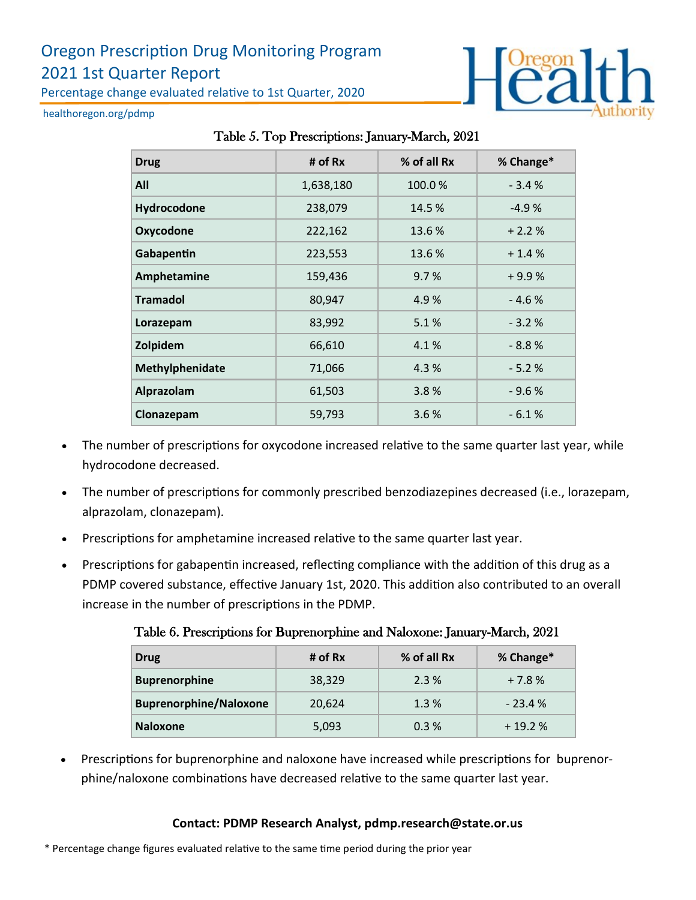Oregon Prescription Drug Monitoring Program

2021 1st Quarter Report

Percentage change evaluated relative to 1st Quarter, 2020

healthoregon.org/pdmp

Oregon Health Authority

### Table 5. Top Prescriptions: January-March, 2021

| Drug | # of Rx | % of all Rx | % Change* |
|---|---|---|---|
| **All** | 1,638,180 | 100.0 % | - 3.4 % |
| **Hydrocodone** | 238,079 | 14.5 % | -4.9 % |
| **Oxycodone** | 222,162 | 13.6 % | + 2.2 % |
| **Gabapentin** | 223,553 | 13.6 % | + 1.4 % |
| **Amphetamine** | 159,436 | 9.7 % | + 9.9 % |
| **Tramadol** | 80,947 | 4.9 % | - 4.6 % |
| **Lorazepam** | 83,992 | 5.1 % | - 3.2 % |
| **Zolpidem** | 66,610 | 4.1 % | - 8.8 % |
| **Methylphenidate** | 71,066 | 4.3 % | - 5.2 % |
| **Alprazolam** | 61,503 | 3.8 % | - 9.6 % |
| **Clonazepam** | 59,793 | 3.6 % | - 6.1 % |

- The number of prescriptions for oxycodone increased relative to the same quarter last year, while hydrocodone decreased.
- The number of prescriptions for commonly prescribed benzodiazepines decreased (i.e., lorazepam, alprazolam, clonazepam).
- Prescriptions for amphetamine increased relative to the same quarter last year.
- Prescriptions for gabapentin increased, reflecting compliance with the addition of this drug as a PDMP covered substance, effective January 1st, 2020. This addition also contributed to an overall increase in the number of prescriptions in the PDMP.

### Table 6. Prescriptions for Buprenorphine and Naloxone: January-March, 2021

| Drug | # of Rx | % of all Rx | % Change* |
|---|---|---|---|
| **Buprenorphine** | 38,329 | 2.3 % | + 7.8 % |
| **Buprenorphine/Naloxone** | 20,624 | 1.3 % | - 23.4 % |
| **Naloxone** | 5,093 | 0.3 % | + 19.2 % |

- Prescriptions for buprenorphine and naloxone have increased while prescriptions for buprenorphine/naloxone combinations have decreased relative to the same quarter last year.

**Contact: PDMP Research Analyst, pdmp.research@state.or.us**

* Percentage change figures evaluated relative to the same time period during the prior year